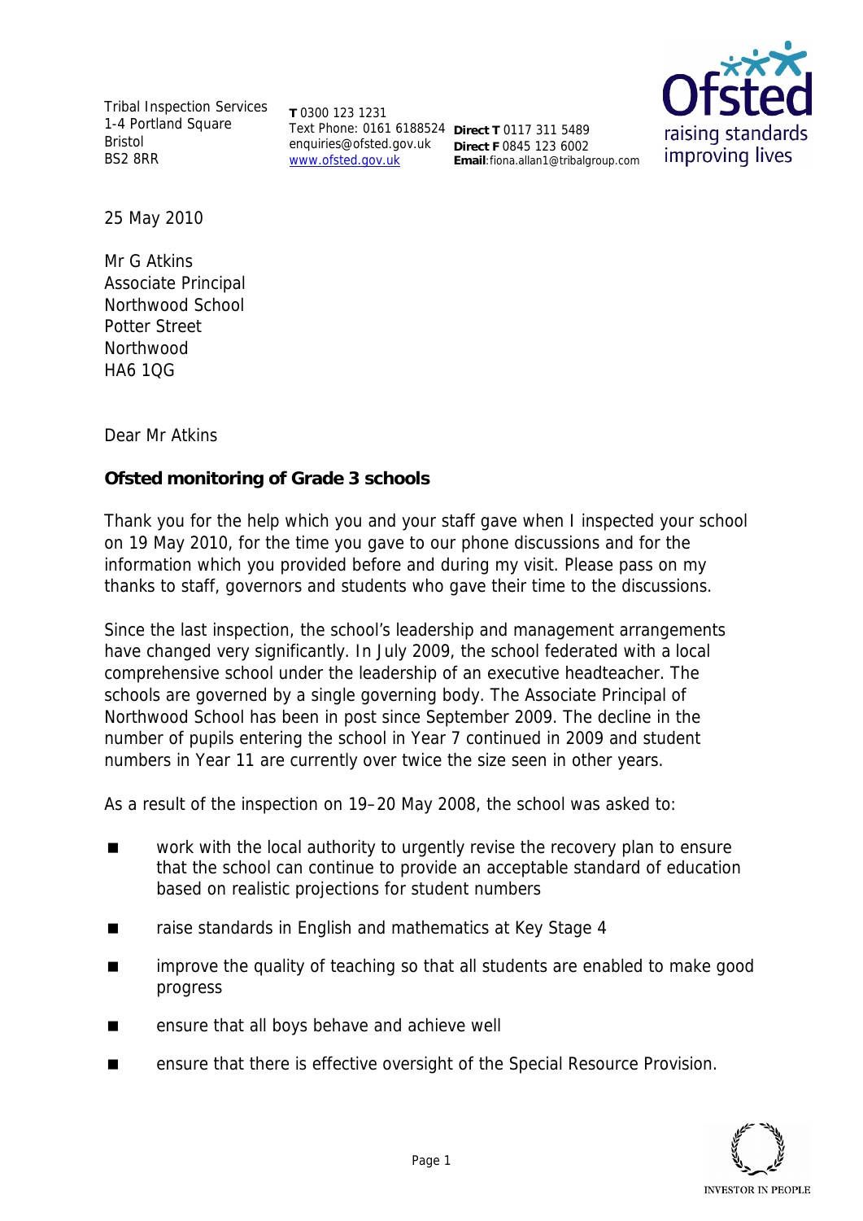Tribal Inspection Services
1-4 Portland Square
Bristol
BS2 8RR

**T** 0300 123 1231
Text Phone: 0161 6188524
enquiries@ofsted.gov.uk
www.ofsted.gov.uk

**Direct T** 0117 311 5489
**Direct F** 0845 123 6002
**Email**:fiona.allan1@tribalgroup.com

25 May 2010

Mr G Atkins
Associate Principal
Northwood School
Potter Street
Northwood
HA6 1QG

Dear Mr Atkins

**Ofsted monitoring of Grade 3 schools**

Thank you for the help which you and your staff gave when I inspected your school on 19 May 2010, for the time you gave to our phone discussions and for the information which you provided before and during my visit. Please pass on my thanks to staff, governors and students who gave their time to the discussions.

Since the last inspection, the school's leadership and management arrangements have changed very significantly. In July 2009, the school federated with a local comprehensive school under the leadership of an executive headteacher. The schools are governed by a single governing body. The Associate Principal of Northwood School has been in post since September 2009. The decline in the number of pupils entering the school in Year 7 continued in 2009 and student numbers in Year 11 are currently over twice the size seen in other years.

As a result of the inspection on 19–20 May 2008, the school was asked to:

- work with the local authority to urgently revise the recovery plan to ensure that the school can continue to provide an acceptable standard of education based on realistic projections for student numbers
- raise standards in English and mathematics at Key Stage 4
- improve the quality of teaching so that all students are enabled to make good progress
- ensure that all boys behave and achieve well
- ensure that there is effective oversight of the Special Resource Provision.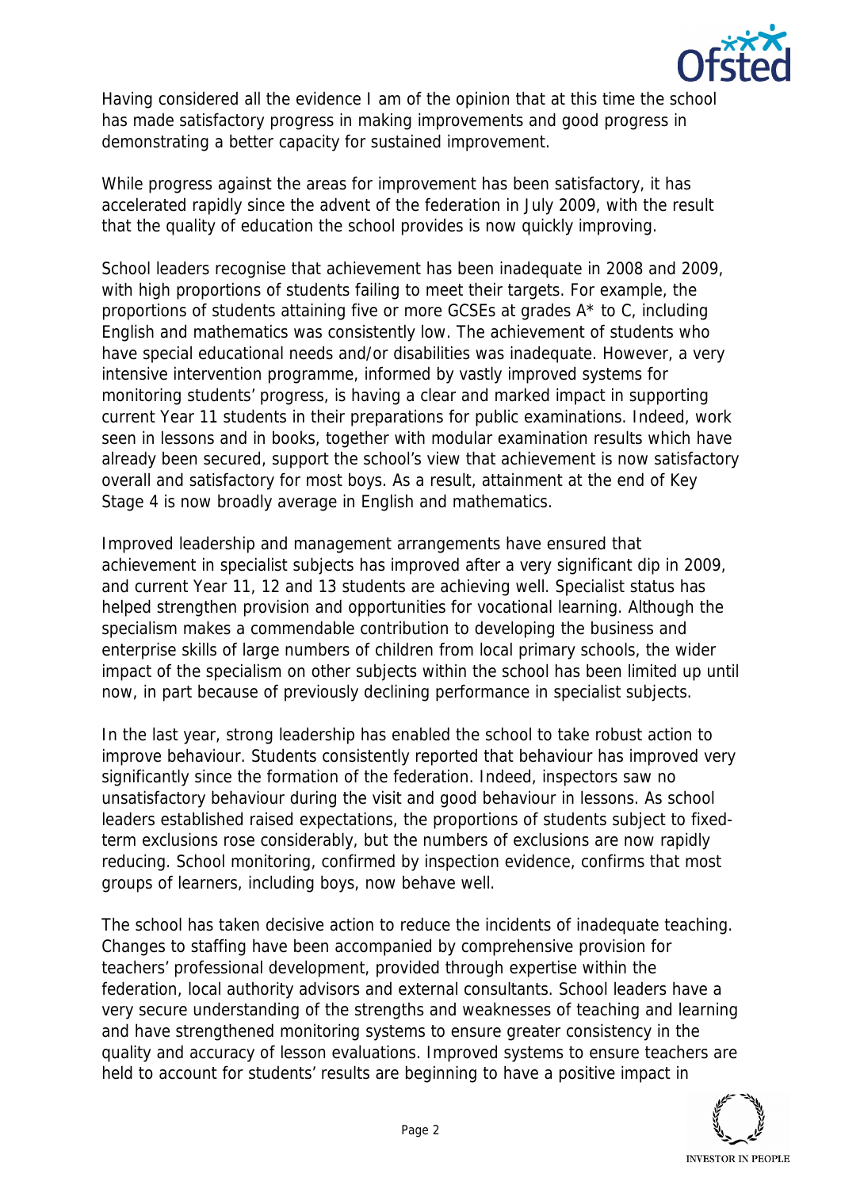Having considered all the evidence I am of the opinion that at this time the school has made satisfactory progress in making improvements and good progress in demonstrating a better capacity for sustained improvement.

While progress against the areas for improvement has been satisfactory, it has accelerated rapidly since the advent of the federation in July 2009, with the result that the quality of education the school provides is now quickly improving.

School leaders recognise that achievement has been inadequate in 2008 and 2009, with high proportions of students failing to meet their targets. For example, the proportions of students attaining five or more GCSEs at grades A* to C, including English and mathematics was consistently low. The achievement of students who have special educational needs and/or disabilities was inadequate. However, a very intensive intervention programme, informed by vastly improved systems for monitoring students' progress, is having a clear and marked impact in supporting current Year 11 students in their preparations for public examinations. Indeed, work seen in lessons and in books, together with modular examination results which have already been secured, support the school's view that achievement is now satisfactory overall and satisfactory for most boys. As a result, attainment at the end of Key Stage 4 is now broadly average in English and mathematics.

Improved leadership and management arrangements have ensured that achievement in specialist subjects has improved after a very significant dip in 2009, and current Year 11, 12 and 13 students are achieving well. Specialist status has helped strengthen provision and opportunities for vocational learning. Although the specialism makes a commendable contribution to developing the business and enterprise skills of large numbers of children from local primary schools, the wider impact of the specialism on other subjects within the school has been limited up until now, in part because of previously declining performance in specialist subjects.

In the last year, strong leadership has enabled the school to take robust action to improve behaviour. Students consistently reported that behaviour has improved very significantly since the formation of the federation. Indeed, inspectors saw no unsatisfactory behaviour during the visit and good behaviour in lessons. As school leaders established raised expectations, the proportions of students subject to fixed-term exclusions rose considerably, but the numbers of exclusions are now rapidly reducing. School monitoring, confirmed by inspection evidence, confirms that most groups of learners, including boys, now behave well.

The school has taken decisive action to reduce the incidents of inadequate teaching. Changes to staffing have been accompanied by comprehensive provision for teachers' professional development, provided through expertise within the federation, local authority advisors and external consultants. School leaders have a very secure understanding of the strengths and weaknesses of teaching and learning and have strengthened monitoring systems to ensure greater consistency in the quality and accuracy of lesson evaluations. Improved systems to ensure teachers are held to account for students' results are beginning to have a positive impact in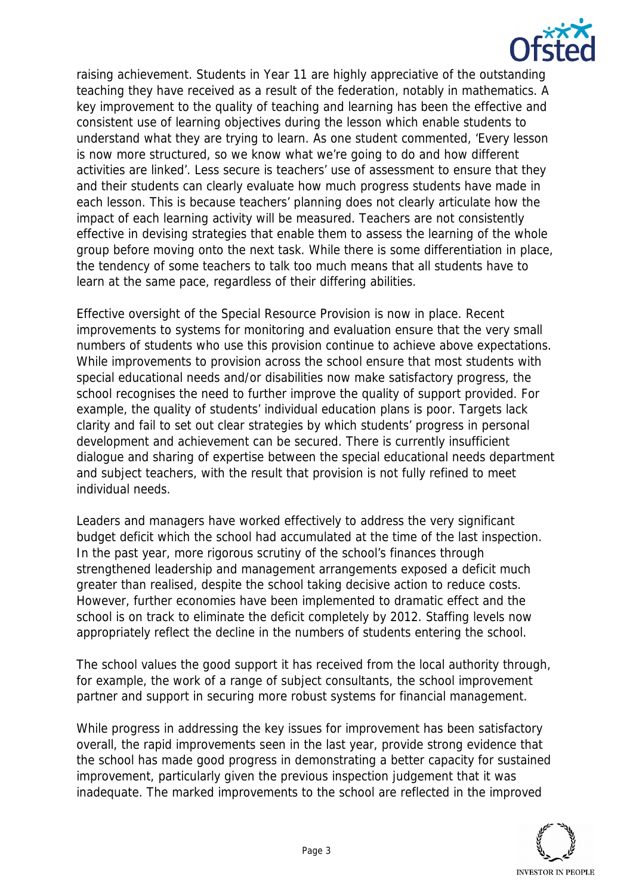raising achievement. Students in Year 11 are highly appreciative of the outstanding teaching they have received as a result of the federation, notably in mathematics. A key improvement to the quality of teaching and learning has been the effective and consistent use of learning objectives during the lesson which enable students to understand what they are trying to learn. As one student commented, 'Every lesson is now more structured, so we know what we're going to do and how different activities are linked'. Less secure is teachers' use of assessment to ensure that they and their students can clearly evaluate how much progress students have made in each lesson. This is because teachers' planning does not clearly articulate how the impact of each learning activity will be measured. Teachers are not consistently effective in devising strategies that enable them to assess the learning of the whole group before moving onto the next task. While there is some differentiation in place, the tendency of some teachers to talk too much means that all students have to learn at the same pace, regardless of their differing abilities.

Effective oversight of the Special Resource Provision is now in place. Recent improvements to systems for monitoring and evaluation ensure that the very small numbers of students who use this provision continue to achieve above expectations. While improvements to provision across the school ensure that most students with special educational needs and/or disabilities now make satisfactory progress, the school recognises the need to further improve the quality of support provided. For example, the quality of students' individual education plans is poor. Targets lack clarity and fail to set out clear strategies by which students' progress in personal development and achievement can be secured. There is currently insufficient dialogue and sharing of expertise between the special educational needs department and subject teachers, with the result that provision is not fully refined to meet individual needs.

Leaders and managers have worked effectively to address the very significant budget deficit which the school had accumulated at the time of the last inspection. In the past year, more rigorous scrutiny of the school's finances through strengthened leadership and management arrangements exposed a deficit much greater than realised, despite the school taking decisive action to reduce costs. However, further economies have been implemented to dramatic effect and the school is on track to eliminate the deficit completely by 2012. Staffing levels now appropriately reflect the decline in the numbers of students entering the school.

The school values the good support it has received from the local authority through, for example, the work of a range of subject consultants, the school improvement partner and support in securing more robust systems for financial management.

While progress in addressing the key issues for improvement has been satisfactory overall, the rapid improvements seen in the last year, provide strong evidence that the school has made good progress in demonstrating a better capacity for sustained improvement, particularly given the previous inspection judgement that it was inadequate. The marked improvements to the school are reflected in the improved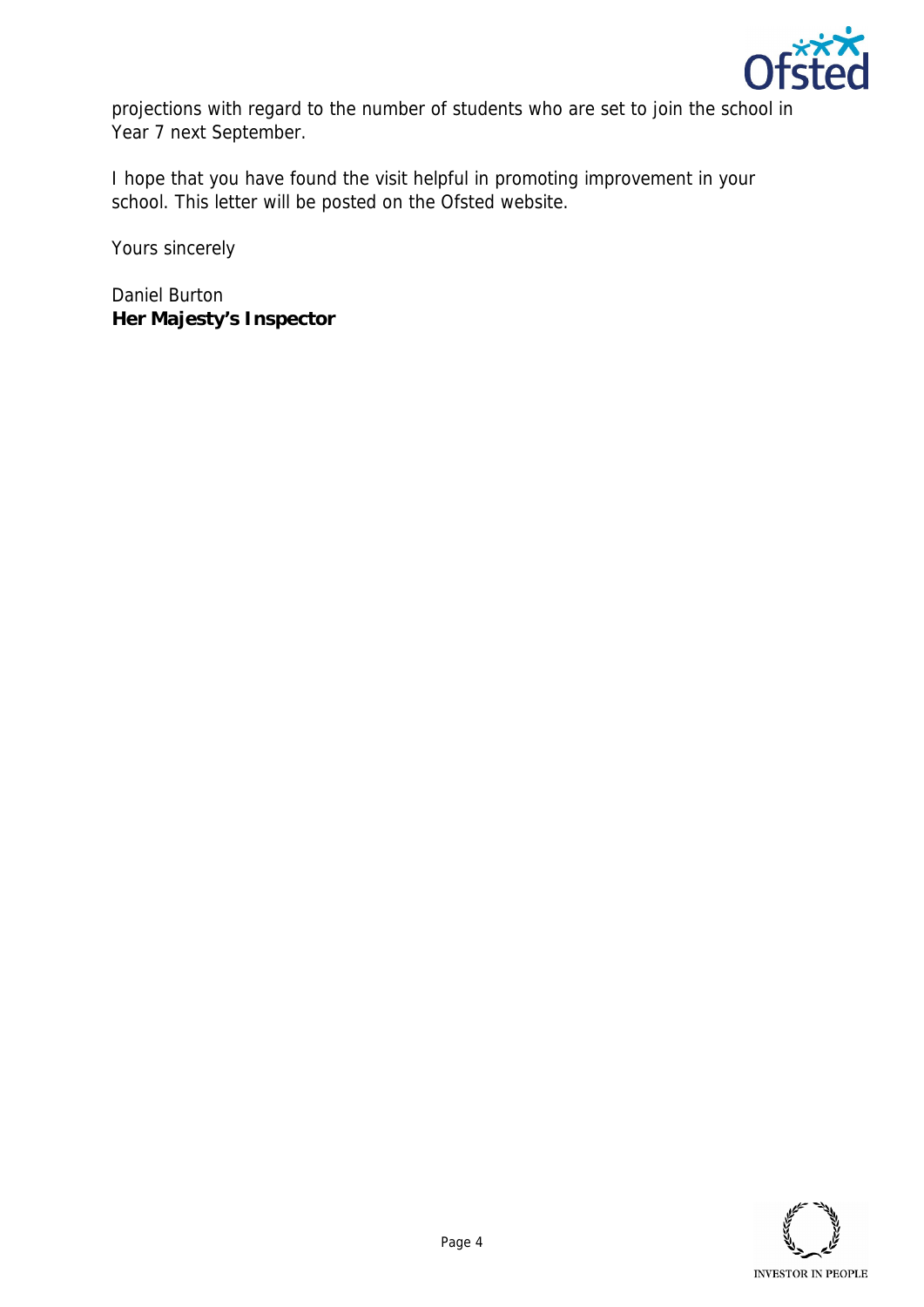projections with regard to the number of students who are set to join the school in Year 7 next September.

I hope that you have found the visit helpful in promoting improvement in your school. This letter will be posted on the Ofsted website.

Yours sincerely

Daniel Burton
**Her Majesty's Inspector**